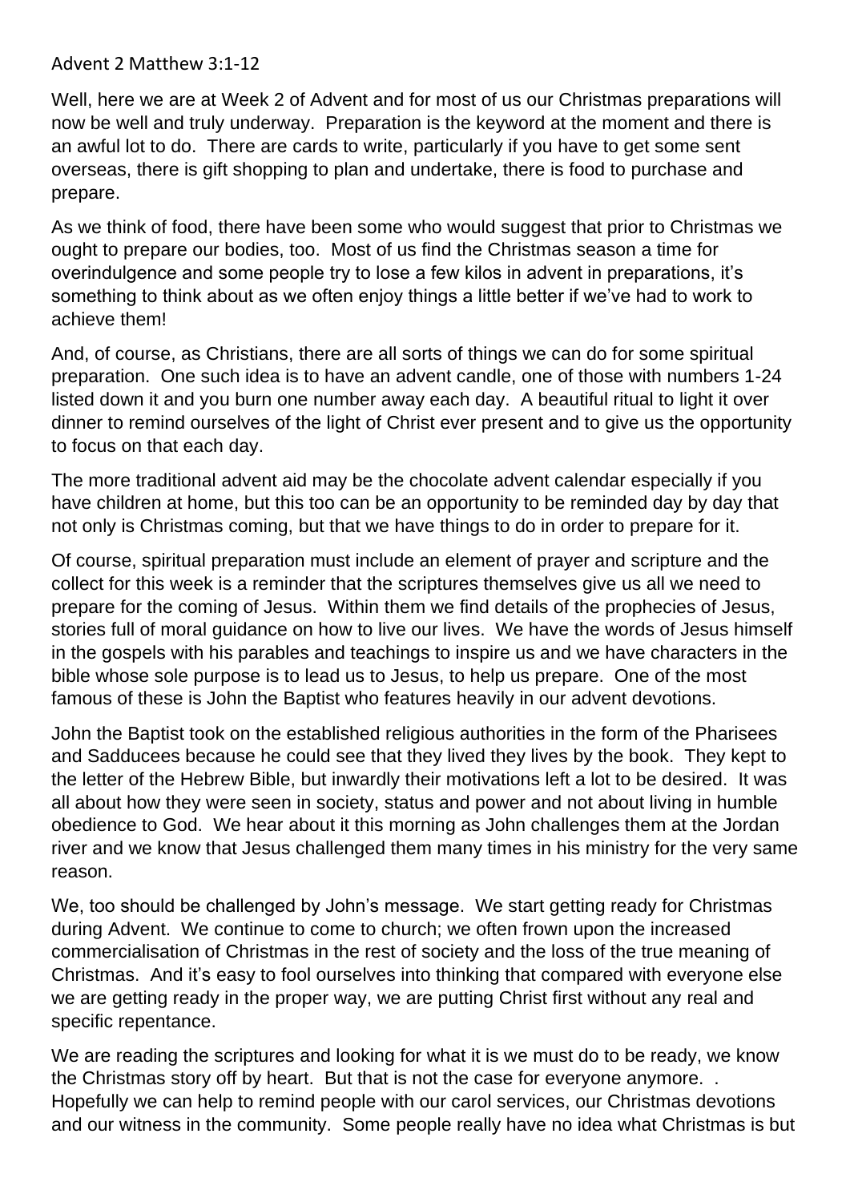Advent 2 Matthew 3:1-12

Well, here we are at Week 2 of Advent and for most of us our Christmas preparations will now be well and truly underway. Preparation is the keyword at the moment and there is an awful lot to do. There are cards to write, particularly if you have to get some sent overseas, there is gift shopping to plan and undertake, there is food to purchase and prepare.

As we think of food, there have been some who would suggest that prior to Christmas we ought to prepare our bodies, too. Most of us find the Christmas season a time for overindulgence and some people try to lose a few kilos in advent in preparations, it's something to think about as we often enjoy things a little better if we've had to work to achieve them!

And, of course, as Christians, there are all sorts of things we can do for some spiritual preparation. One such idea is to have an advent candle, one of those with numbers 1-24 listed down it and you burn one number away each day. A beautiful ritual to light it over dinner to remind ourselves of the light of Christ ever present and to give us the opportunity to focus on that each day.

The more traditional advent aid may be the chocolate advent calendar especially if you have children at home, but this too can be an opportunity to be reminded day by day that not only is Christmas coming, but that we have things to do in order to prepare for it.

Of course, spiritual preparation must include an element of prayer and scripture and the collect for this week is a reminder that the scriptures themselves give us all we need to prepare for the coming of Jesus. Within them we find details of the prophecies of Jesus, stories full of moral guidance on how to live our lives. We have the words of Jesus himself in the gospels with his parables and teachings to inspire us and we have characters in the bible whose sole purpose is to lead us to Jesus, to help us prepare. One of the most famous of these is John the Baptist who features heavily in our advent devotions.

John the Baptist took on the established religious authorities in the form of the Pharisees and Sadducees because he could see that they lived they lives by the book. They kept to the letter of the Hebrew Bible, but inwardly their motivations left a lot to be desired. It was all about how they were seen in society, status and power and not about living in humble obedience to God. We hear about it this morning as John challenges them at the Jordan river and we know that Jesus challenged them many times in his ministry for the very same reason.

We, too should be challenged by John's message. We start getting ready for Christmas during Advent. We continue to come to church; we often frown upon the increased commercialisation of Christmas in the rest of society and the loss of the true meaning of Christmas. And it's easy to fool ourselves into thinking that compared with everyone else we are getting ready in the proper way, we are putting Christ first without any real and specific repentance.

We are reading the scriptures and looking for what it is we must do to be ready, we know the Christmas story off by heart. But that is not the case for everyone anymore. . Hopefully we can help to remind people with our carol services, our Christmas devotions and our witness in the community. Some people really have no idea what Christmas is but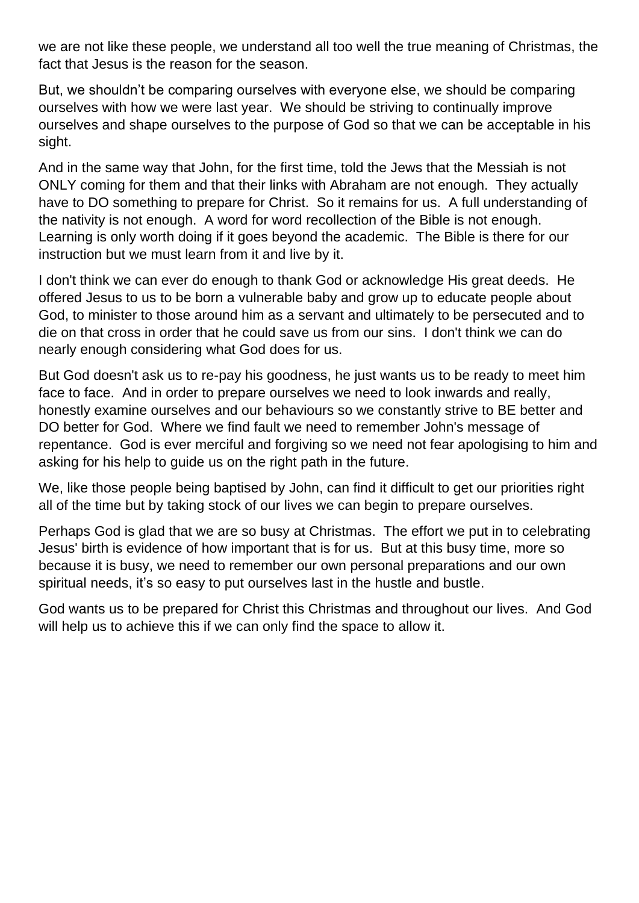we are not like these people, we understand all too well the true meaning of Christmas, the fact that Jesus is the reason for the season.

But, we shouldn't be comparing ourselves with everyone else, we should be comparing ourselves with how we were last year. We should be striving to continually improve ourselves and shape ourselves to the purpose of God so that we can be acceptable in his sight.

And in the same way that John, for the first time, told the Jews that the Messiah is not ONLY coming for them and that their links with Abraham are not enough. They actually have to DO something to prepare for Christ. So it remains for us. A full understanding of the nativity is not enough. A word for word recollection of the Bible is not enough. Learning is only worth doing if it goes beyond the academic. The Bible is there for our instruction but we must learn from it and live by it.

I don't think we can ever do enough to thank God or acknowledge His great deeds. He offered Jesus to us to be born a vulnerable baby and grow up to educate people about God, to minister to those around him as a servant and ultimately to be persecuted and to die on that cross in order that he could save us from our sins. I don't think we can do nearly enough considering what God does for us.

But God doesn't ask us to re-pay his goodness, he just wants us to be ready to meet him face to face. And in order to prepare ourselves we need to look inwards and really, honestly examine ourselves and our behaviours so we constantly strive to BE better and DO better for God. Where we find fault we need to remember John's message of repentance. God is ever merciful and forgiving so we need not fear apologising to him and asking for his help to guide us on the right path in the future.

We, like those people being baptised by John, can find it difficult to get our priorities right all of the time but by taking stock of our lives we can begin to prepare ourselves.

Perhaps God is glad that we are so busy at Christmas. The effort we put in to celebrating Jesus' birth is evidence of how important that is for us. But at this busy time, more so because it is busy, we need to remember our own personal preparations and our own spiritual needs, it's so easy to put ourselves last in the hustle and bustle.

God wants us to be prepared for Christ this Christmas and throughout our lives. And God will help us to achieve this if we can only find the space to allow it.